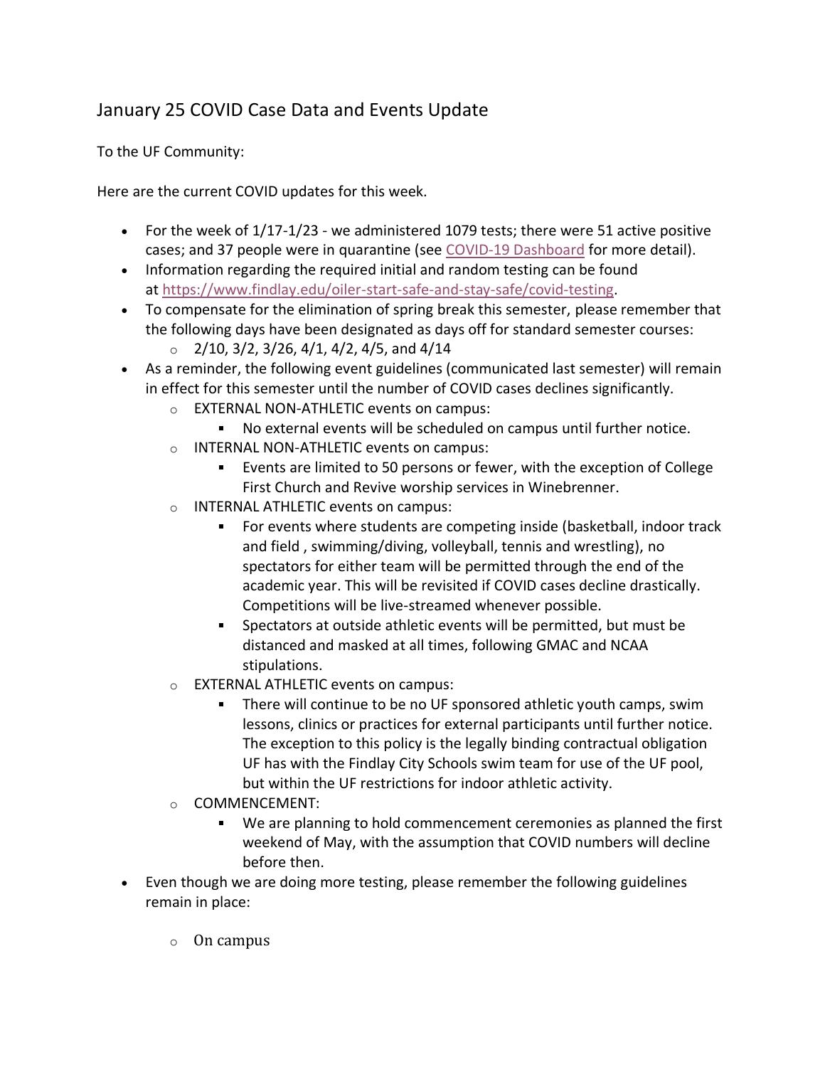# January 25 COVID Case Data and Events Update

To the UF Community:

Here are the current COVID updates for this week.

- For the week of 1/17-1/23 - we administered 1079 tests; there were 51 active positive cases; and 37 people were in quarantine (see [COVID-19 Dashboard]() for more detail).
- Information regarding the required initial and random testing can be found at [https://www.findlay.edu/oiler-start-safe-and-stay-safe/covid-testing](https://www.findlay.edu/oiler-start-safe-and-stay-safe/covid-testing).
- To compensate for the elimination of spring break this semester, please remember that the following days have been designated as days off for standard semester courses:
    - 2/10, 3/2, 3/26, 4/1, 4/2, 4/5, and 4/14
- As a reminder, the following event guidelines (communicated last semester) will remain in effect for this semester until the number of COVID cases declines significantly.
    - EXTERNAL NON-ATHLETIC events on campus:
        - No external events will be scheduled on campus until further notice.
    - INTERNAL NON-ATHLETIC events on campus:
        - Events are limited to 50 persons or fewer, with the exception of College First Church and Revive worship services in Winebrenner.
    - INTERNAL ATHLETIC events on campus:
        - For events where students are competing inside (basketball, indoor track and field , swimming/diving, volleyball, tennis and wrestling), no spectators for either team will be permitted through the end of the academic year. This will be revisited if COVID cases decline drastically. Competitions will be live-streamed whenever possible.
        - Spectators at outside athletic events will be permitted, but must be distanced and masked at all times, following GMAC and NCAA stipulations.
    - EXTERNAL ATHLETIC events on campus:
        - There will continue to be no UF sponsored athletic youth camps, swim lessons, clinics or practices for external participants until further notice. The exception to this policy is the legally binding contractual obligation UF has with the Findlay City Schools swim team for use of the UF pool, but within the UF restrictions for indoor athletic activity.
    - COMMENCEMENT:
        - We are planning to hold commencement ceremonies as planned the first weekend of May, with the assumption that COVID numbers will decline before then.
- Even though we are doing more testing, please remember the following guidelines remain in place:
    - On campus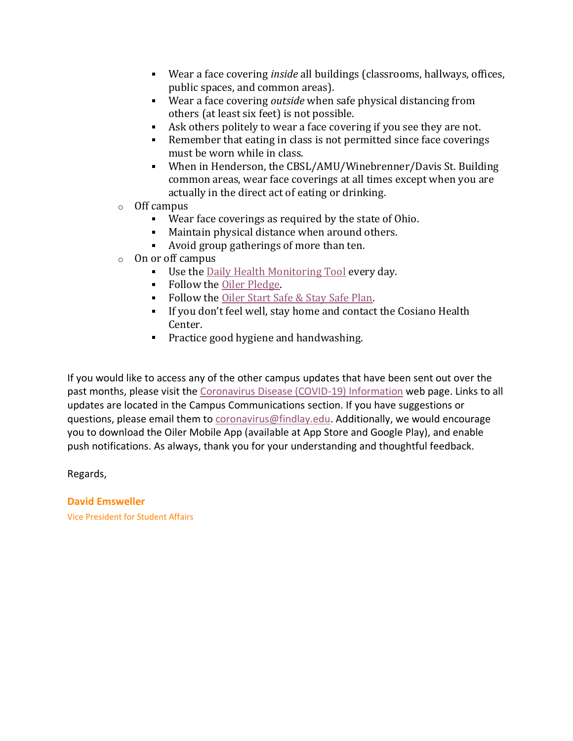- Wear a face covering *inside* all buildings (classrooms, hallways, offices, public spaces, and common areas).
    - Wear a face covering *outside* when safe physical distancing from others (at least six feet) is not possible.
    - Ask others politely to wear a face covering if you see they are not.
    - Remember that eating in class is not permitted since face coverings must be worn while in class.
    - When in Henderson, the CBSL/AMU/Winebrenner/Davis St. Building common areas, wear face coverings at all times except when you are actually in the direct act of eating or drinking.
  - Off campus
    - Wear face coverings as required by the state of Ohio.
    - Maintain physical distance when around others.
    - Avoid group gatherings of more than ten.
  - On or off campus
    - Use the Daily Health Monitoring Tool every day.
    - Follow the Oiler Pledge.
    - Follow the Oiler Start Safe & Stay Safe Plan.
    - If you don't feel well, stay home and contact the Cosiano Health Center.
    - Practice good hygiene and handwashing.

If you would like to access any of the other campus updates that have been sent out over the past months, please visit the Coronavirus Disease (COVID-19) Information web page. Links to all updates are located in the Campus Communications section. If you have suggestions or questions, please email them to coronavirus@findlay.edu. Additionally, we would encourage you to download the Oiler Mobile App (available at App Store and Google Play), and enable push notifications. As always, thank you for your understanding and thoughtful feedback.

Regards,

**David Emsweller**
Vice President for Student Affairs